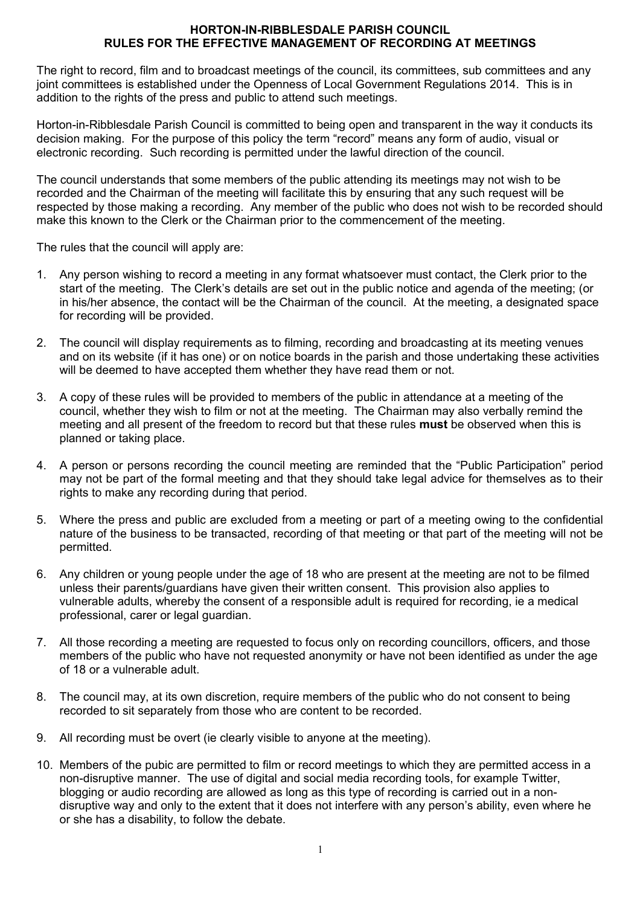# HORTON-IN-RIBBLESDALE PARISH COUNCIL
## RULES FOR THE EFFECTIVE MANAGEMENT OF RECORDING AT MEETINGS

The right to record, film and to broadcast meetings of the council, its committees, sub committees and any joint committees is established under the Openness of Local Government Regulations 2014. This is in addition to the rights of the press and public to attend such meetings.

Horton-in-Ribblesdale Parish Council is committed to being open and transparent in the way it conducts its decision making. For the purpose of this policy the term "record" means any form of audio, visual or electronic recording. Such recording is permitted under the lawful direction of the council.

The council understands that some members of the public attending its meetings may not wish to be recorded and the Chairman of the meeting will facilitate this by ensuring that any such request will be respected by those making a recording. Any member of the public who does not wish to be recorded should make this known to the Clerk or the Chairman prior to the commencement of the meeting.

The rules that the council will apply are:

1. Any person wishing to record a meeting in any format whatsoever must contact, the Clerk prior to the start of the meeting. The Clerk's details are set out in the public notice and agenda of the meeting; (or in his/her absence, the contact will be the Chairman of the council. At the meeting, a designated space for recording will be provided.

2. The council will display requirements as to filming, recording and broadcasting at its meeting venues and on its website (if it has one) or on notice boards in the parish and those undertaking these activities will be deemed to have accepted them whether they have read them or not.

3. A copy of these rules will be provided to members of the public in attendance at a meeting of the council, whether they wish to film or not at the meeting. The Chairman may also verbally remind the meeting and all present of the freedom to record but that these rules **must** be observed when this is planned or taking place.

4. A person or persons recording the council meeting are reminded that the "Public Participation" period may not be part of the formal meeting and that they should take legal advice for themselves as to their rights to make any recording during that period.

5. Where the press and public are excluded from a meeting or part of a meeting owing to the confidential nature of the business to be transacted, recording of that meeting or that part of the meeting will not be permitted.

6. Any children or young people under the age of 18 who are present at the meeting are not to be filmed unless their parents/guardians have given their written consent. This provision also applies to vulnerable adults, whereby the consent of a responsible adult is required for recording, ie a medical professional, carer or legal guardian.

7. All those recording a meeting are requested to focus only on recording councillors, officers, and those members of the public who have not requested anonymity or have not been identified as under the age of 18 or a vulnerable adult.

8. The council may, at its own discretion, require members of the public who do not consent to being recorded to sit separately from those who are content to be recorded.

9. All recording must be overt (ie clearly visible to anyone at the meeting).

10. Members of the pubic are permitted to film or record meetings to which they are permitted access in a non-disruptive manner. The use of digital and social media recording tools, for example Twitter, blogging or audio recording are allowed as long as this type of recording is carried out in a non-disruptive way and only to the extent that it does not interfere with any person's ability, even where he or she has a disability, to follow the debate.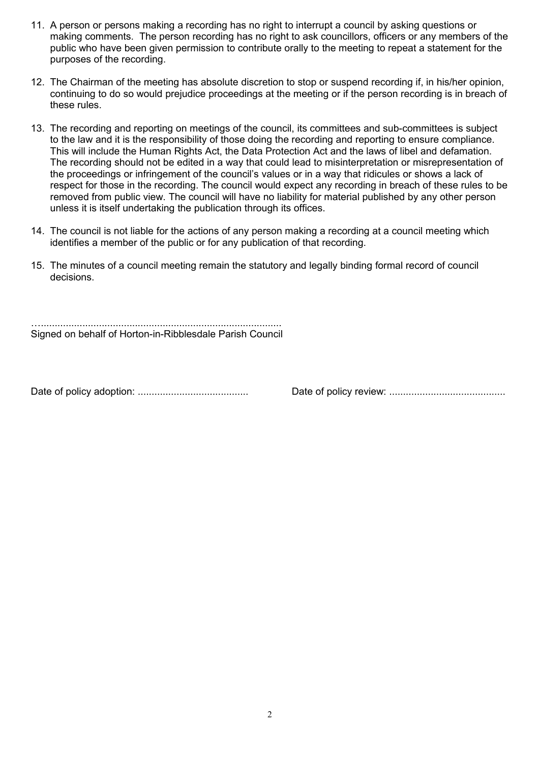11. A person or persons making a recording has no right to interrupt a council by asking questions or making comments. The person recording has no right to ask councillors, officers or any members of the public who have been given permission to contribute orally to the meeting to repeat a statement for the purposes of the recording.

12. The Chairman of the meeting has absolute discretion to stop or suspend recording if, in his/her opinion, continuing to do so would prejudice proceedings at the meeting or if the person recording is in breach of these rules.

13. The recording and reporting on meetings of the council, its committees and sub-committees is subject to the law and it is the responsibility of those doing the recording and reporting to ensure compliance. This will include the Human Rights Act, the Data Protection Act and the laws of libel and defamation. The recording should not be edited in a way that could lead to misinterpretation or misrepresentation of the proceedings or infringement of the council's values or in a way that ridicules or shows a lack of respect for those in the recording. The council would expect any recording in breach of these rules to be removed from public view. The council will have no liability for material published by any other person unless it is itself undertaking the publication through its offices.

14. The council is not liable for the actions of any person making a recording at a council meeting which identifies a member of the public or for any publication of that recording.

15. The minutes of a council meeting remain the statutory and legally binding formal record of council decisions.

…......................................................................................

Signed on behalf of Horton-in-Ribblesdale Parish Council

Date of policy adoption: ........................................ Date of policy review: ..........................................